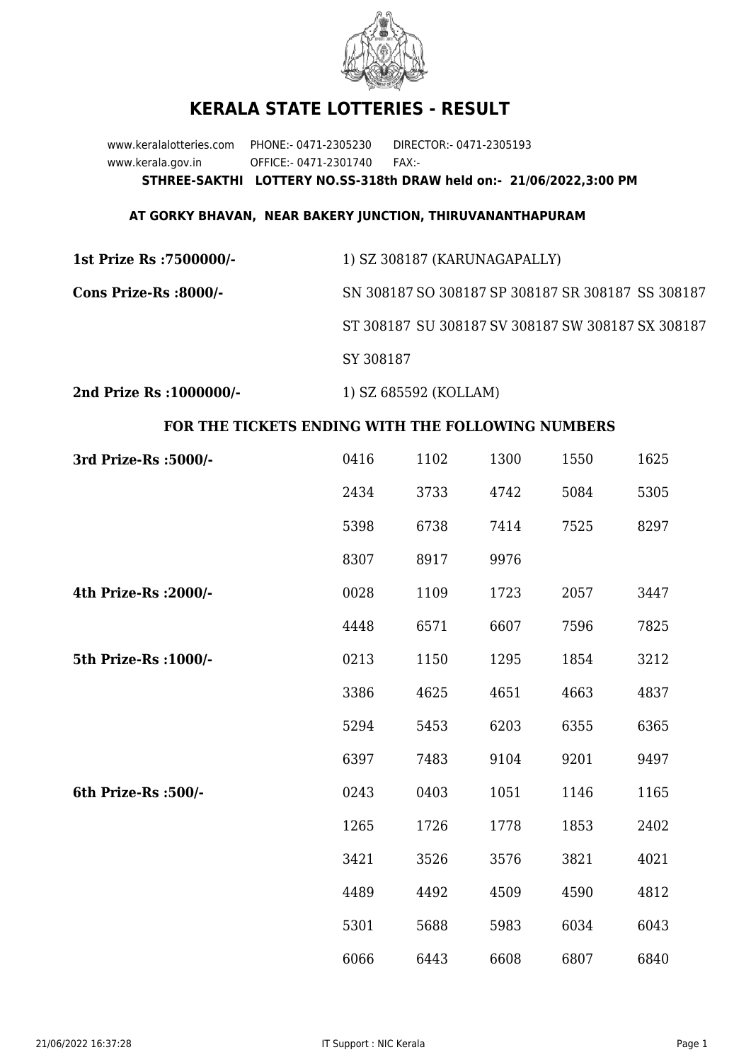# KERALA STATE LOTTERIES - RESULT

www.keralalotteries.com PHONE:- 0471-2305230 DIRECTOR:- 0471-2305193
www.kerala.gov.in OFFICE:- 0471-2301740 FAX:-

**STHREE-SAKTHI LOTTERY NO.SS-318th DRAW held on:- 21/06/2022,3:00 PM**

**AT GORKY BHAVAN, NEAR BAKERY JUNCTION, THIRUVANANTHAPURAM**

**1st Prize Rs :7500000/-** 1) SZ 308187 (KARUNAGAPALLY)

**Cons Prize-Rs :8000/-** SN 308187 SO 308187 SP 308187 SR 308187 SS 308187 ST 308187 SU 308187 SV 308187 SW 308187 SX 308187 SY 308187

**2nd Prize Rs :1000000/-** 1) SZ 685592 (KOLLAM)

### FOR THE TICKETS ENDING WITH THE FOLLOWING NUMBERS

**3rd Prize-Rs :5000/-**

| | | | | |
|---|---|---|---|---|
| 0416 | 1102 | 1300 | 1550 | 1625 |
| 2434 | 3733 | 4742 | 5084 | 5305 |
| 5398 | 6738 | 7414 | 7525 | 8297 |
| 8307 | 8917 | 9976 | | |

**4th Prize-Rs :2000/-**

| | | | | |
|---|---|---|---|---|
| 0028 | 1109 | 1723 | 2057 | 3447 |
| 4448 | 6571 | 6607 | 7596 | 7825 |

**5th Prize-Rs :1000/-**

| | | | | |
|---|---|---|---|---|
| 0213 | 1150 | 1295 | 1854 | 3212 |
| 3386 | 4625 | 4651 | 4663 | 4837 |
| 5294 | 5453 | 6203 | 6355 | 6365 |
| 6397 | 7483 | 9104 | 9201 | 9497 |

**6th Prize-Rs :500/-**

| | | | | |
|---|---|---|---|---|
| 0243 | 0403 | 1051 | 1146 | 1165 |
| 1265 | 1726 | 1778 | 1853 | 2402 |
| 3421 | 3526 | 3576 | 3821 | 4021 |
| 4489 | 4492 | 4509 | 4590 | 4812 |
| 5301 | 5688 | 5983 | 6034 | 6043 |
| 6066 | 6443 | 6608 | 6807 | 6840 |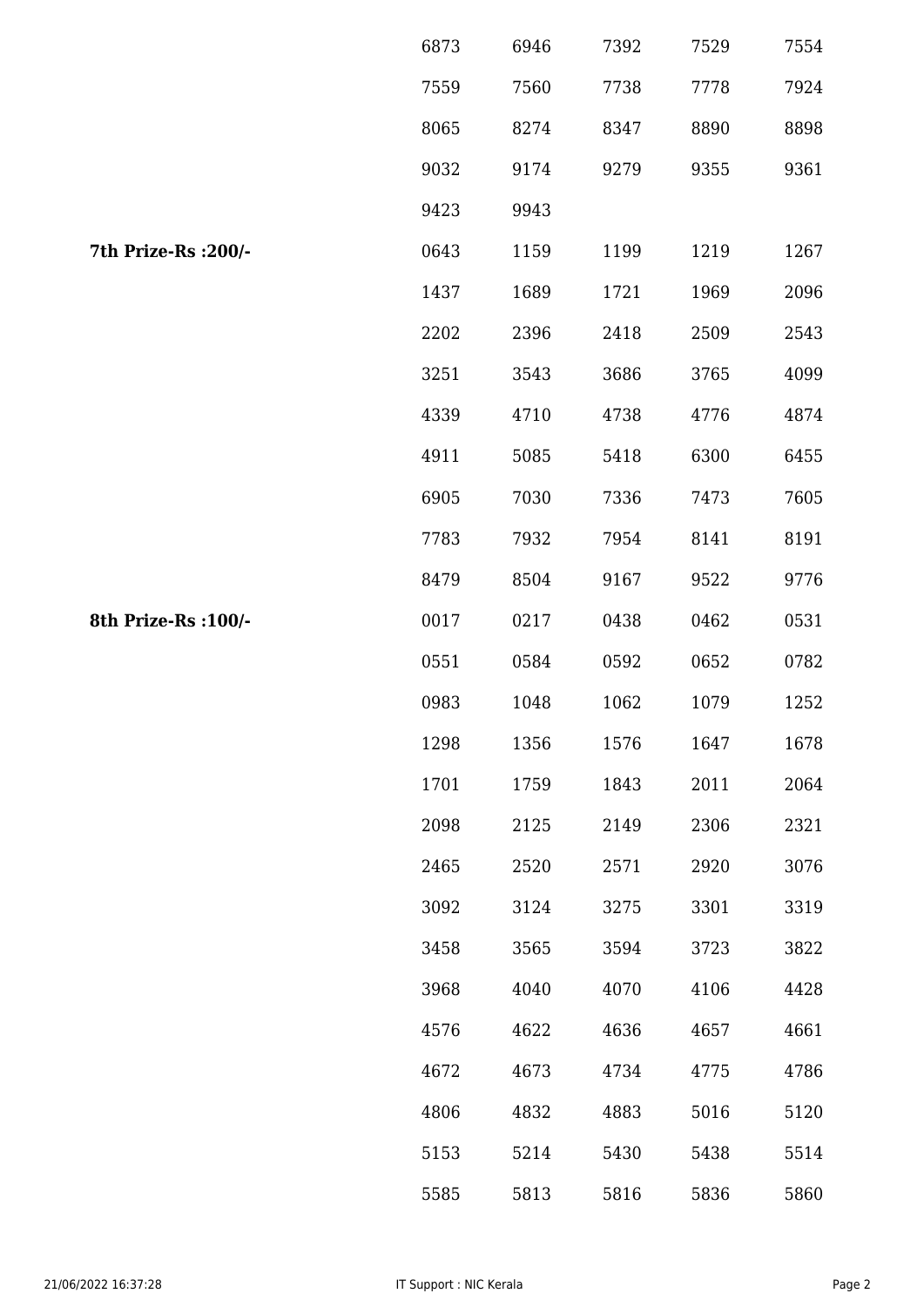| | | | | | |
|---|---|---|---|---|---|
| | 6873 | 6946 | 7392 | 7529 | 7554 |
| | 7559 | 7560 | 7738 | 7778 | 7924 |
| | 8065 | 8274 | 8347 | 8890 | 8898 |
| | 9032 | 9174 | 9279 | 9355 | 9361 |
| | 9423 | 9943 | | | |
| **7th Prize-Rs :200/-** | 0643 | 1159 | 1199 | 1219 | 1267 |
| | 1437 | 1689 | 1721 | 1969 | 2096 |
| | 2202 | 2396 | 2418 | 2509 | 2543 |
| | 3251 | 3543 | 3686 | 3765 | 4099 |
| | 4339 | 4710 | 4738 | 4776 | 4874 |
| | 4911 | 5085 | 5418 | 6300 | 6455 |
| | 6905 | 7030 | 7336 | 7473 | 7605 |
| | 7783 | 7932 | 7954 | 8141 | 8191 |
| | 8479 | 8504 | 9167 | 9522 | 9776 |
| **8th Prize-Rs :100/-** | 0017 | 0217 | 0438 | 0462 | 0531 |
| | 0551 | 0584 | 0592 | 0652 | 0782 |
| | 0983 | 1048 | 1062 | 1079 | 1252 |
| | 1298 | 1356 | 1576 | 1647 | 1678 |
| | 1701 | 1759 | 1843 | 2011 | 2064 |
| | 2098 | 2125 | 2149 | 2306 | 2321 |
| | 2465 | 2520 | 2571 | 2920 | 3076 |
| | 3092 | 3124 | 3275 | 3301 | 3319 |
| | 3458 | 3565 | 3594 | 3723 | 3822 |
| | 3968 | 4040 | 4070 | 4106 | 4428 |
| | 4576 | 4622 | 4636 | 4657 | 4661 |
| | 4672 | 4673 | 4734 | 4775 | 4786 |
| | 4806 | 4832 | 4883 | 5016 | 5120 |
| | 5153 | 5214 | 5430 | 5438 | 5514 |
| | 5585 | 5813 | 5816 | 5836 | 5860 |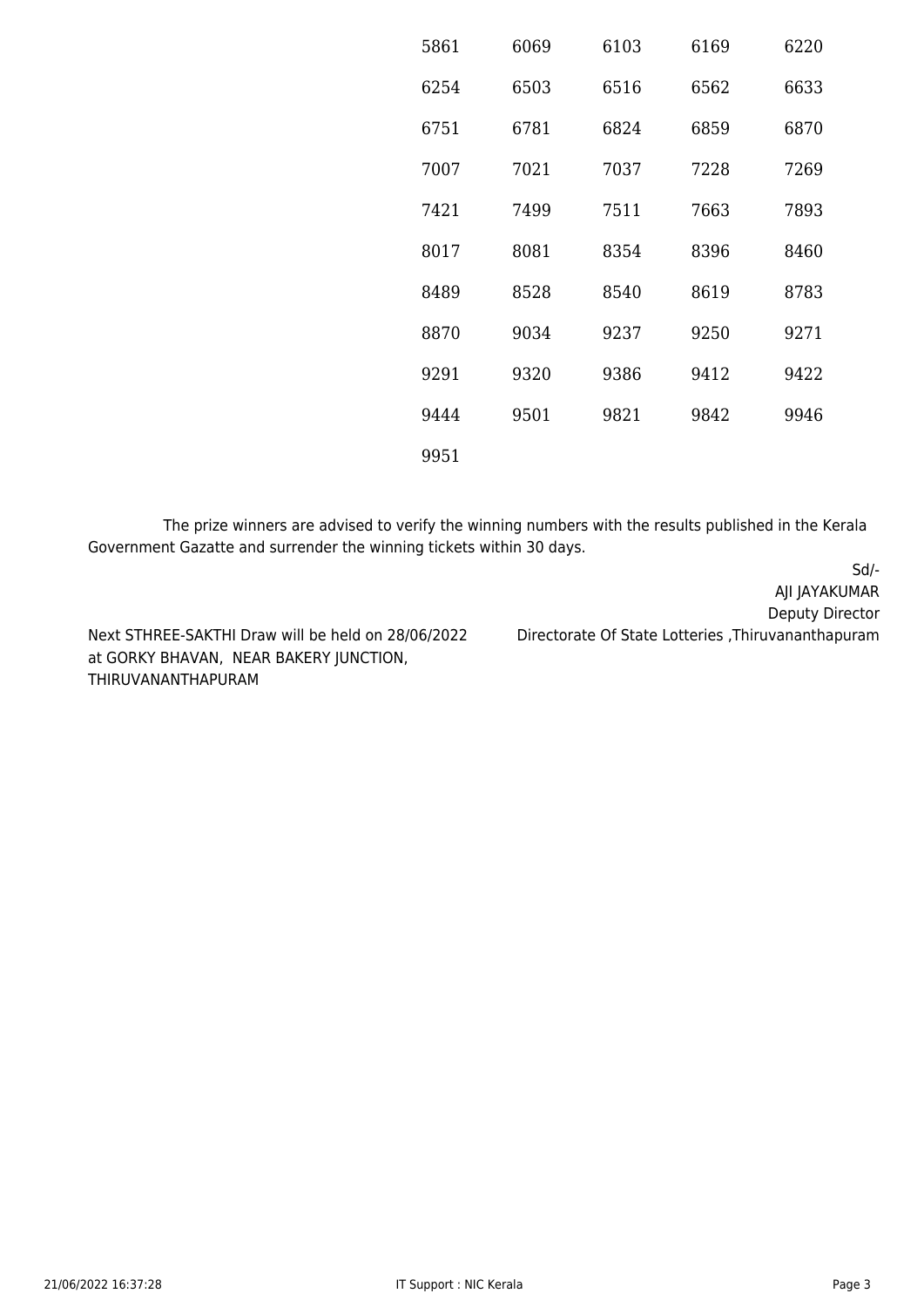| | | | | |
|---|---|---|---|---|
| 5861 | 6069 | 6103 | 6169 | 6220 |
| 6254 | 6503 | 6516 | 6562 | 6633 |
| 6751 | 6781 | 6824 | 6859 | 6870 |
| 7007 | 7021 | 7037 | 7228 | 7269 |
| 7421 | 7499 | 7511 | 7663 | 7893 |
| 8017 | 8081 | 8354 | 8396 | 8460 |
| 8489 | 8528 | 8540 | 8619 | 8783 |
| 8870 | 9034 | 9237 | 9250 | 9271 |
| 9291 | 9320 | 9386 | 9412 | 9422 |
| 9444 | 9501 | 9821 | 9842 | 9946 |
| 9951 | | | | |

The prize winners are advised to verify the winning numbers with the results published in the Kerala Government Gazatte and surrender the winning tickets within 30 days.

Sd/-
AJI JAYAKUMAR
Deputy Director
Directorate Of State Lotteries ,Thiruvananthapuram

Next STHREE-SAKTHI Draw will be held on 28/06/2022 at GORKY BHAVAN, NEAR BAKERY JUNCTION, THIRUVANANTHAPURAM